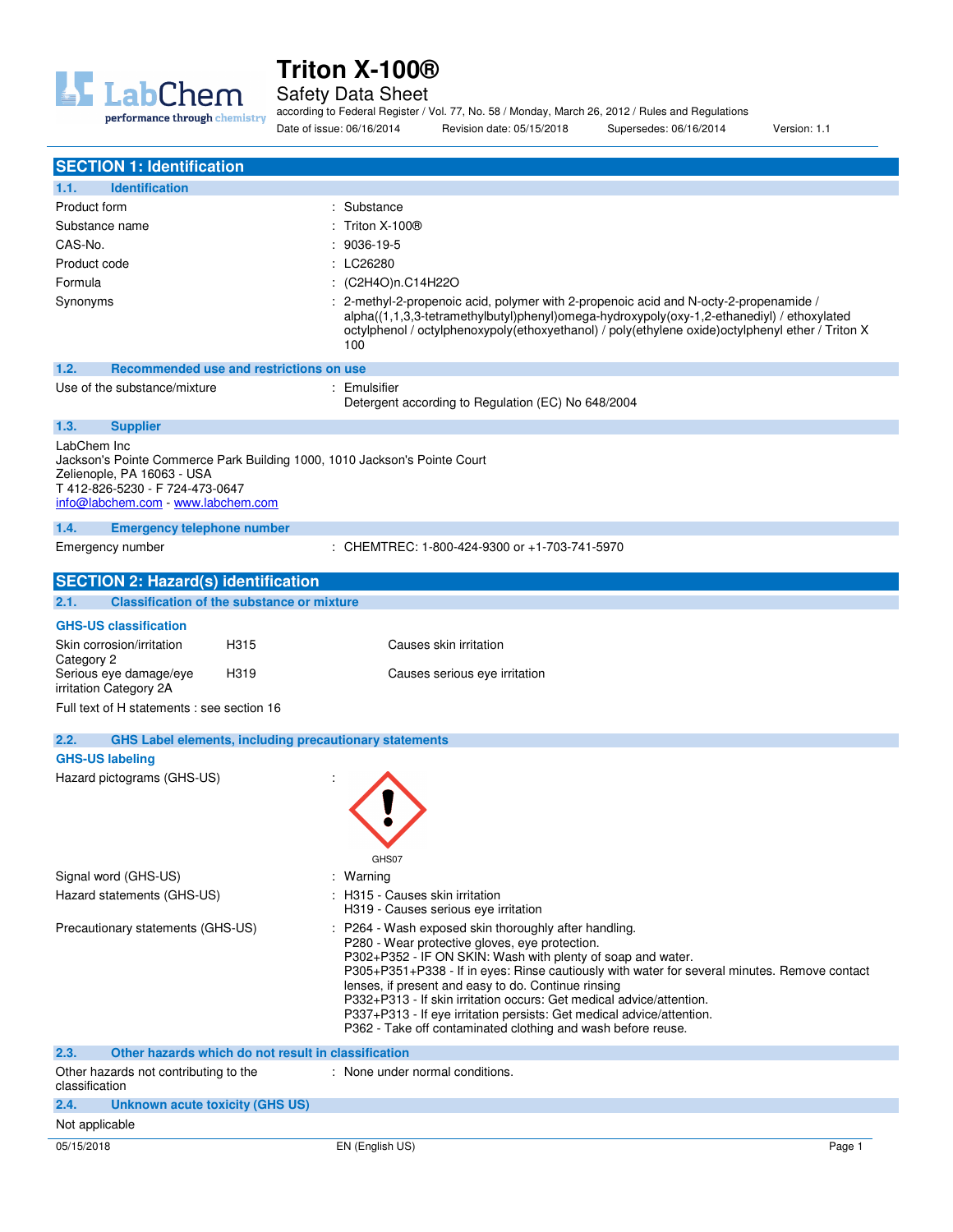# Triton X-100®

## Safety Data Sheet

according to Federal Register / Vol. 77, No. 58 / Monday, March 26, 2012 / Rules and Regulations

Date of issue: 06/16/2014 Revision date: 05/15/2018 Supersedes: 06/16/2014 Version: 1.1

## SECTION 1: Identification

### 1.1. Identification

| | |
|---|---|
| Product form | : Substance |
| Substance name | : Triton X-100® |
| CAS-No. | : 9036-19-5 |
| Product code | : LC26280 |
| Formula | : $(C_2H_4O)_n.C_{14}H_{22}O$ |
| Synonyms | : 2-methyl-2-propenoic acid, polymer with 2-propenoic acid and N-octy-2-propenamide / alpha((1,1,3,3-tetramethylbutyl)phenyl)omega-hydroxypoly(oxy-1,2-ethanediyl) / ethoxylated octylphenol / octylphenoxypoly(ethoxyethanol) / poly(ethylene oxide)octylphenyl ether / Triton X 100 |

### 1.2. Recommended use and restrictions on use

| | |
|---|---|
| Use of the substance/mixture | : Emulsifier<br>Detergent according to Regulation (EC) No 648/2004 |

### 1.3. Supplier

LabChem Inc
Jackson's Pointe Commerce Park Building 1000, 1010 Jackson's Pointe Court
Zelienople, PA 16063 - USA
T 412-826-5230 - F 724-473-0647
info@labchem.com - www.labchem.com

### 1.4. Emergency telephone number

| | |
|---|---|
| Emergency number | : CHEMTREC: 1-800-424-9300 or +1-703-741-5970 |

## SECTION 2: Hazard(s) identification

### 2.1. Classification of the substance or mixture

**GHS-US classification**

| | | |
|---|---|---|
| Skin corrosion/irritation Category 2 | H315 | Causes skin irritation |
| Serious eye damage/eye irritation Category 2A | H319 | Causes serious eye irritation |

Full text of H statements : see section 16

### 2.2. GHS Label elements, including precautionary statements

**GHS-US labeling**

Hazard pictograms (GHS-US) :

GHS07

| | |
|---|---|
| Signal word (GHS-US) | : Warning |
| Hazard statements (GHS-US) | : H315 - Causes skin irritation<br>H319 - Causes serious eye irritation |
| Precautionary statements (GHS-US) | : P264 - Wash exposed skin thoroughly after handling.<br>P280 - Wear protective gloves, eye protection.<br>P302+P352 - IF ON SKIN: Wash with plenty of soap and water.<br>P305+P351+P338 - If in eyes: Rinse cautiously with water for several minutes. Remove contact lenses, if present and easy to do. Continue rinsing<br>P332+P313 - If skin irritation occurs: Get medical advice/attention.<br>P337+P313 - If eye irritation persists: Get medical advice/attention.<br>P362 - Take off contaminated clothing and wash before reuse. |

### 2.3. Other hazards which do not result in classification

| | |
|---|---|
| Other hazards not contributing to the classification | : None under normal conditions. |

### 2.4. Unknown acute toxicity (GHS US)

Not applicable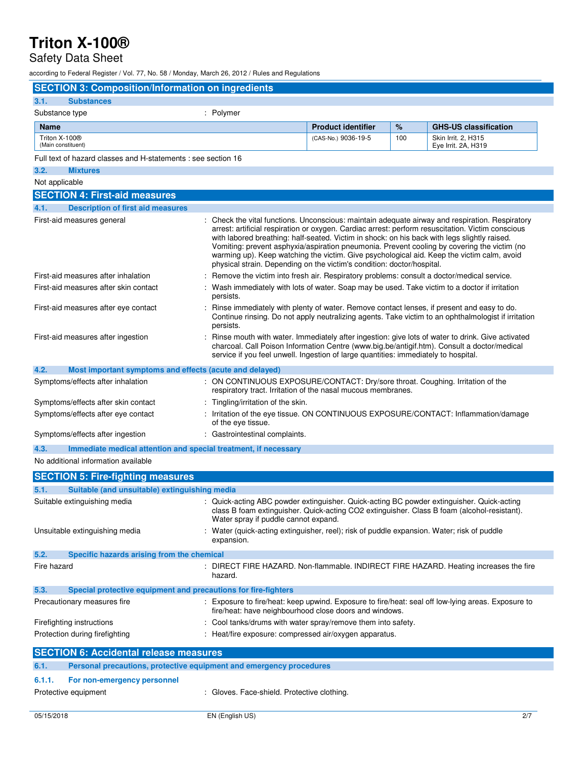## SECTION 3: Composition/Information on ingredients

### 3.1. Substances

Substance type : Polymer

| Name | Product identifier | % | GHS-US classification |
|---|---|---|---|
| Triton X-100® (Main constituent) | (CAS-No.) 9036-19-5 | 100 | Skin Irrit. 2, H315<br>Eye Irrit. 2A, H319 |

Full text of hazard classes and H-statements : see section 16

### 3.2. Mixtures

Not applicable

## SECTION 4: First-aid measures

### 4.1. Description of first aid measures

First-aid measures general : Check the vital functions. Unconscious: maintain adequate airway and respiration. Respiratory arrest: artificial respiration or oxygen. Cardiac arrest: perform resuscitation. Victim conscious with labored breathing: half-seated. Victim in shock: on his back with legs slightly raised. Vomiting: prevent asphyxia/aspiration pneumonia. Prevent cooling by covering the victim (no warming up). Keep watching the victim. Give psychological aid. Keep the victim calm, avoid physical strain. Depending on the victim's condition: doctor/hospital.

First-aid measures after inhalation : Remove the victim into fresh air. Respiratory problems: consult a doctor/medical service.

First-aid measures after skin contact : Wash immediately with lots of water. Soap may be used. Take victim to a doctor if irritation persists.

First-aid measures after eye contact : Rinse immediately with plenty of water. Remove contact lenses, if present and easy to do. Continue rinsing. Do not apply neutralizing agents. Take victim to an ophthalmologist if irritation persists.

First-aid measures after ingestion : Rinse mouth with water. Immediately after ingestion: give lots of water to drink. Give activated charcoal. Call Poison Information Centre (www.big.be/antigif.htm). Consult a doctor/medical service if you feel unwell. Ingestion of large quantities: immediately to hospital.

### 4.2. Most important symptoms and effects (acute and delayed)

Symptoms/effects after inhalation : ON CONTINUOUS EXPOSURE/CONTACT: Dry/sore throat. Coughing. Irritation of the respiratory tract. Irritation of the nasal mucous membranes.

Symptoms/effects after skin contact : Tingling/irritation of the skin.

Symptoms/effects after eye contact : Irritation of the eye tissue. ON CONTINUOUS EXPOSURE/CONTACT: Inflammation/damage of the eye tissue.

Symptoms/effects after ingestion : Gastrointestinal complaints.

### 4.3. Immediate medical attention and special treatment, if necessary

No additional information available

## SECTION 5: Fire-fighting measures

### 5.1. Suitable (and unsuitable) extinguishing media

Suitable extinguishing media : Quick-acting ABC powder extinguisher. Quick-acting BC powder extinguisher. Quick-acting class B foam extinguisher. Quick-acting CO2 extinguisher. Class B foam (alcohol-resistant). Water spray if puddle cannot expand.

Unsuitable extinguishing media : Water (quick-acting extinguisher, reel); risk of puddle expansion. Water; risk of puddle expansion.

### 5.2. Specific hazards arising from the chemical

Fire hazard : DIRECT FIRE HAZARD. Non-flammable. INDIRECT FIRE HAZARD. Heating increases the fire hazard.

### 5.3. Special protective equipment and precautions for fire-fighters

Precautionary measures fire : Exposure to fire/heat: keep upwind. Exposure to fire/heat: seal off low-lying areas. Exposure to fire/heat: have neighbourhood close doors and windows.

Firefighting instructions : Cool tanks/drums with water spray/remove them into safety.

Protection during firefighting : Heat/fire exposure: compressed air/oxygen apparatus.

## SECTION 6: Accidental release measures

### 6.1. Personal precautions, protective equipment and emergency procedures

#### 6.1.1. For non-emergency personnel

Protective equipment : Gloves. Face-shield. Protective clothing.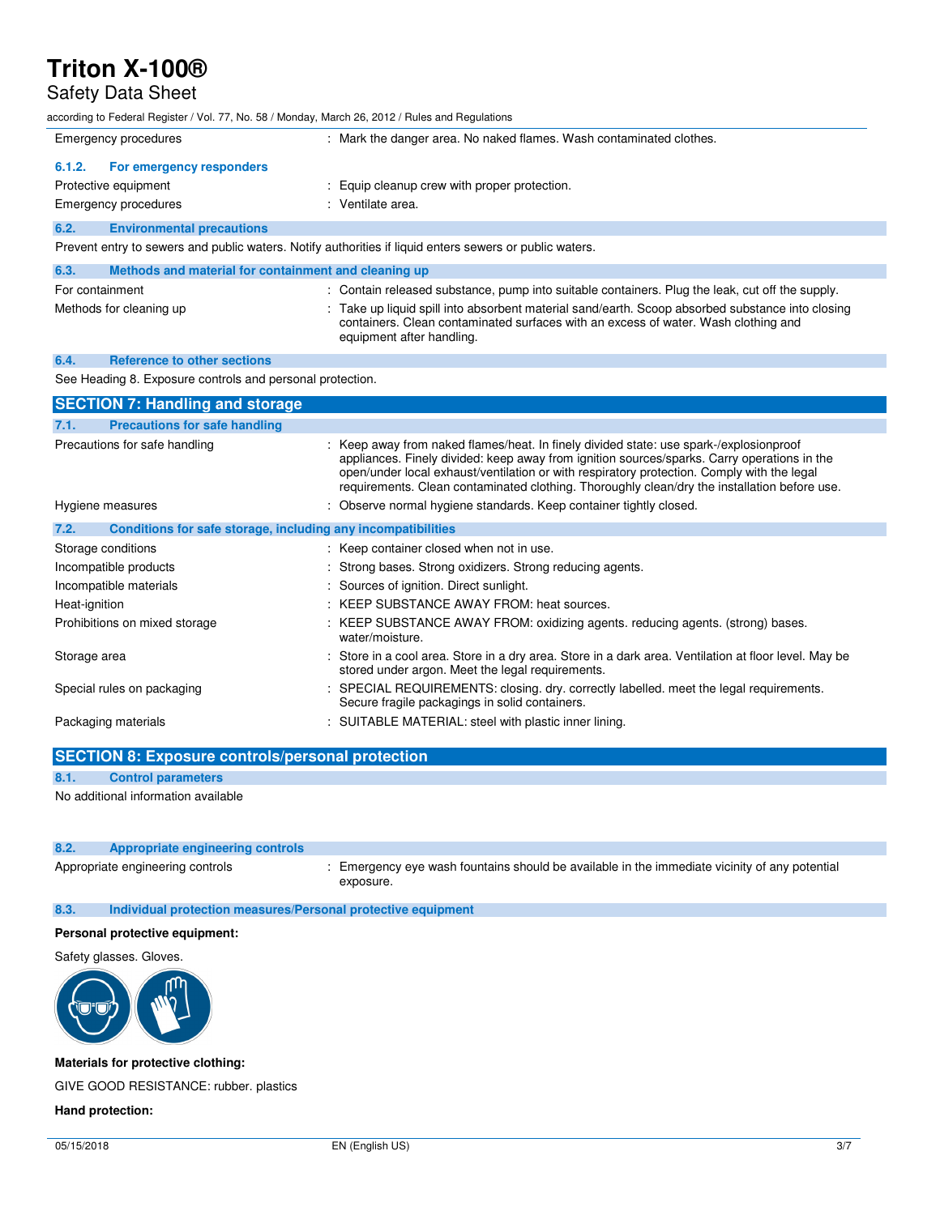| | |
|---|---|
| Emergency procedures | : Mark the danger area. No naked flames. Wash contaminated clothes. |

#### 6.1.2. For emergency responders

| | |
|---|---|
| Protective equipment | : Equip cleanup crew with proper protection. |
| Emergency procedures | : Ventilate area. |

### 6.2. Environmental precautions

Prevent entry to sewers and public waters. Notify authorities if liquid enters sewers or public waters.

### 6.3. Methods and material for containment and cleaning up

| | |
|---|---|
| For containment | : Contain released substance, pump into suitable containers. Plug the leak, cut off the supply. |
| Methods for cleaning up | : Take up liquid spill into absorbent material sand/earth. Scoop absorbed substance into closing containers. Clean contaminated surfaces with an excess of water. Wash clothing and equipment after handling. |

### 6.4. Reference to other sections

See Heading 8. Exposure controls and personal protection.

## SECTION 7: Handling and storage

### 7.1. Precautions for safe handling

| | |
|---|---|
| Precautions for safe handling | : Keep away from naked flames/heat. In finely divided state: use spark-/explosionproof appliances. Finely divided: keep away from ignition sources/sparks. Carry operations in the open/under local exhaust/ventilation or with respiratory protection. Comply with the legal requirements. Clean contaminated clothing. Thoroughly clean/dry the installation before use. |
| Hygiene measures | : Observe normal hygiene standards. Keep container tightly closed. |

### 7.2. Conditions for safe storage, including any incompatibilities

| | |
|---|---|
| Storage conditions | : Keep container closed when not in use. |
| Incompatible products | : Strong bases. Strong oxidizers. Strong reducing agents. |
| Incompatible materials | : Sources of ignition. Direct sunlight. |
| Heat-ignition | : KEEP SUBSTANCE AWAY FROM: heat sources. |
| Prohibitions on mixed storage | : KEEP SUBSTANCE AWAY FROM: oxidizing agents. reducing agents. (strong) bases. water/moisture. |
| Storage area | : Store in a cool area. Store in a dry area. Store in a dark area. Ventilation at floor level. May be stored under argon. Meet the legal requirements. |
| Special rules on packaging | : SPECIAL REQUIREMENTS: closing. dry. correctly labelled. meet the legal requirements. Secure fragile packagings in solid containers. |
| Packaging materials | : SUITABLE MATERIAL: steel with plastic inner lining. |

## SECTION 8: Exposure controls/personal protection

### 8.1. Control parameters

No additional information available

### 8.2. Appropriate engineering controls

| | |
|---|---|
| Appropriate engineering controls | : Emergency eye wash fountains should be available in the immediate vicinity of any potential exposure. |

### 8.3. Individual protection measures/Personal protective equipment

**Personal protective equipment:**

Safety glasses. Gloves.

**Materials for protective clothing:**

GIVE GOOD RESISTANCE: rubber. plastics

**Hand protection:**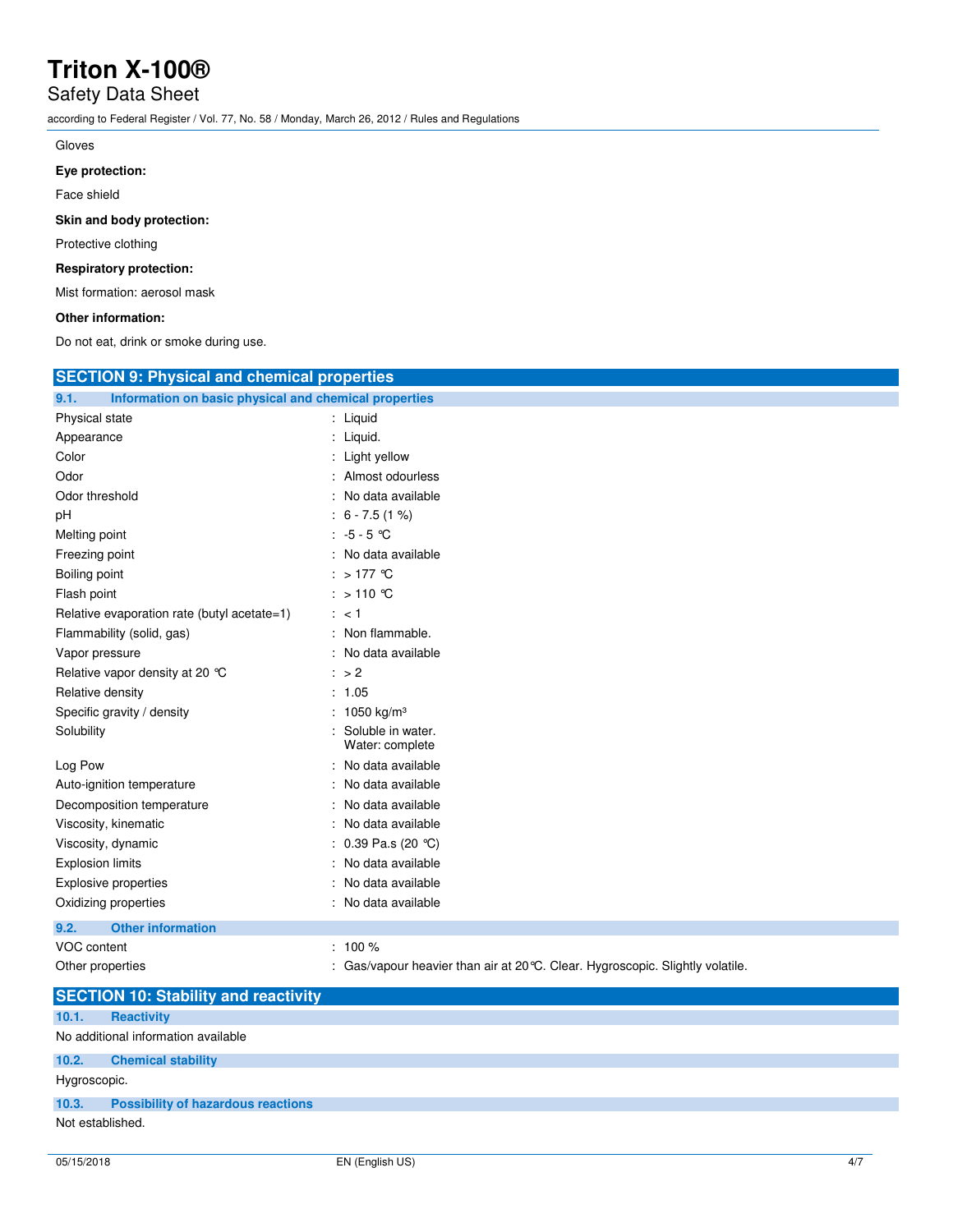Gloves

**Eye protection:**

Face shield

**Skin and body protection:**

Protective clothing

**Respiratory protection:**

Mist formation: aerosol mask

**Other information:**

Do not eat, drink or smoke during use.

## SECTION 9: Physical and chemical properties

### 9.1. Information on basic physical and chemical properties

| Property | Value |
|---|---|
| Physical state | : Liquid |
| Appearance | : Liquid. |
| Color | : Light yellow |
| Odor | : Almost odourless |
| Odor threshold | : No data available |
| pH | : 6 - 7.5 (1 %) |
| Melting point | : -5 - 5 °C |
| Freezing point | : No data available |
| Boiling point | : > 177 °C |
| Flash point | : > 110 °C |
| Relative evaporation rate (butyl acetate=1) | : < 1 |
| Flammability (solid, gas) | : Non flammable. |
| Vapor pressure | : No data available |
| Relative vapor density at 20 °C | : > 2 |
| Relative density | : 1.05 |
| Specific gravity / density | : 1050 kg/m³ |
| Solubility | : Soluble in water. Water: complete |
| Log Pow | : No data available |
| Auto-ignition temperature | : No data available |
| Decomposition temperature | : No data available |
| Viscosity, kinematic | : No data available |
| Viscosity, dynamic | : 0.39 Pa.s (20 °C) |
| Explosion limits | : No data available |
| Explosive properties | : No data available |
| Oxidizing properties | : No data available |

### 9.2. Other information

| Property | Value |
|---|---|
| VOC content | : 100 % |
| Other properties | : Gas/vapour heavier than air at 20°C. Clear. Hygroscopic. Slightly volatile. |

## SECTION 10: Stability and reactivity

### 10.1. Reactivity

No additional information available

### 10.2. Chemical stability

Hygroscopic.

### 10.3. Possibility of hazardous reactions

Not established.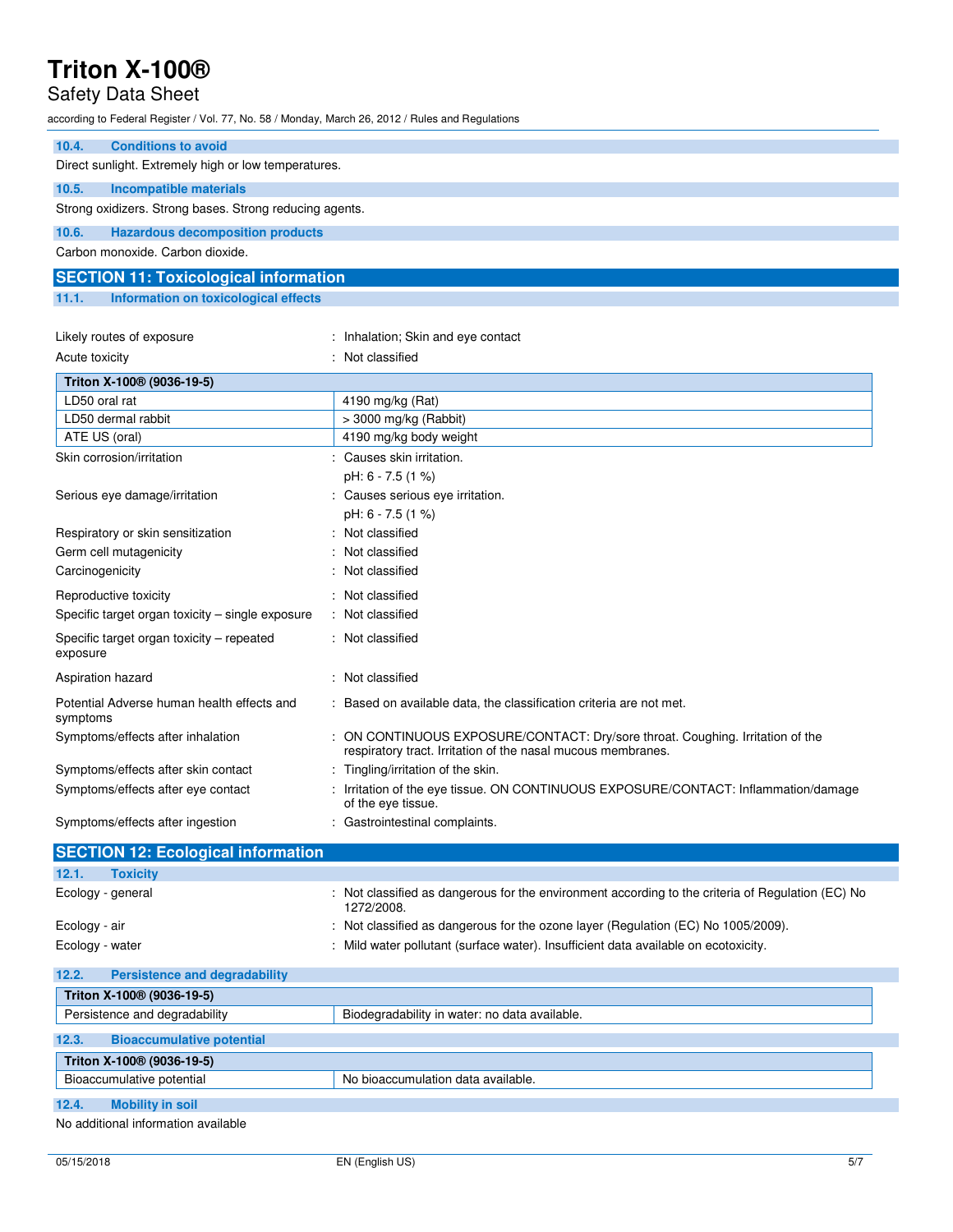### 10.4. Conditions to avoid

Direct sunlight. Extremely high or low temperatures.

### 10.5. Incompatible materials

Strong oxidizers. Strong bases. Strong reducing agents.

### 10.6. Hazardous decomposition products

Carbon monoxide. Carbon dioxide.

## SECTION 11: Toxicological information

### 11.1. Information on toxicological effects

Likely routes of exposure : Inhalation; Skin and eye contact

Acute toxicity : Not classified

| Triton X-100® (9036-19-5) | |
|---|---|
| LD50 oral rat | 4190 mg/kg (Rat) |
| LD50 dermal rabbit | > 3000 mg/kg (Rabbit) |
| ATE US (oral) | 4190 mg/kg body weight |

Skin corrosion/irritation : Causes skin irritation.
pH: 6 - 7.5 (1 %)

Serious eye damage/irritation : Causes serious eye irritation.
pH: 6 - 7.5 (1 %)

Respiratory or skin sensitization : Not classified

Germ cell mutagenicity : Not classified

Carcinogenicity : Not classified

Reproductive toxicity : Not classified

Specific target organ toxicity – single exposure : Not classified

Specific target organ toxicity – repeated exposure : Not classified

Aspiration hazard : Not classified

Potential Adverse human health effects and symptoms : Based on available data, the classification criteria are not met.

Symptoms/effects after inhalation : ON CONTINUOUS EXPOSURE/CONTACT: Dry/sore throat. Coughing. Irritation of the respiratory tract. Irritation of the nasal mucous membranes.

Symptoms/effects after skin contact : Tingling/irritation of the skin.

Symptoms/effects after eye contact : Irritation of the eye tissue. ON CONTINUOUS EXPOSURE/CONTACT: Inflammation/damage of the eye tissue.

Symptoms/effects after ingestion : Gastrointestinal complaints.

## SECTION 12: Ecological information

### 12.1. Toxicity

Ecology - general : Not classified as dangerous for the environment according to the criteria of Regulation (EC) No 1272/2008.

Ecology - air : Not classified as dangerous for the ozone layer (Regulation (EC) No 1005/2009).

Ecology - water : Mild water pollutant (surface water). Insufficient data available on ecotoxicity.

### 12.2. Persistence and degradability

| Triton X-100® (9036-19-5) | |
|---|---|
| Persistence and degradability | Biodegradability in water: no data available. |

### 12.3. Bioaccumulative potential

| Triton X-100® (9036-19-5) | |
|---|---|
| Bioaccumulative potential | No bioaccumulation data available. |

### 12.4. Mobility in soil

No additional information available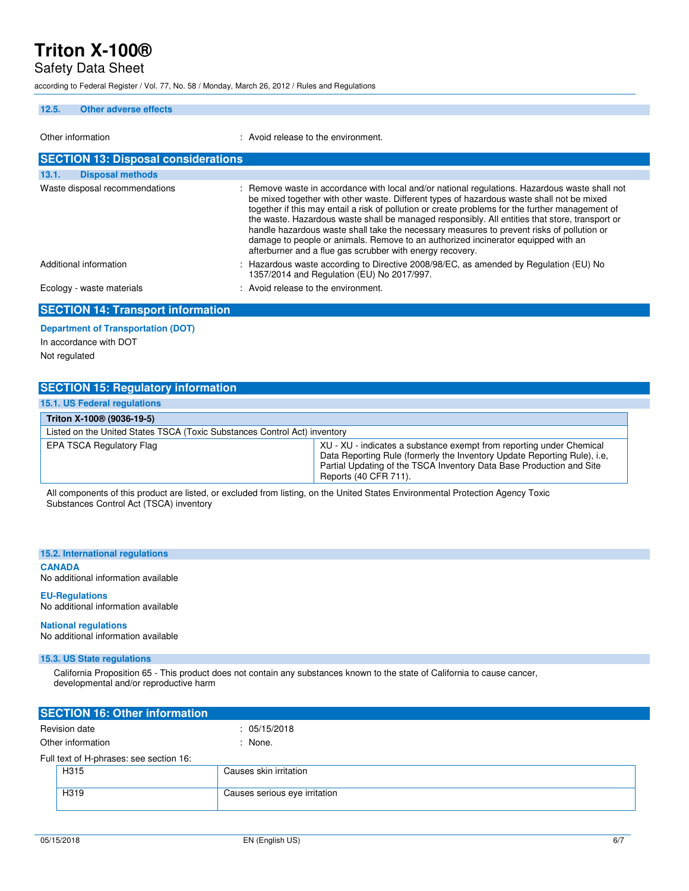### 12.5. Other adverse effects

Other information : Avoid release to the environment.

## SECTION 13: Disposal considerations

### 13.1. Disposal methods

Waste disposal recommendations : Remove waste in accordance with local and/or national regulations. Hazardous waste shall not be mixed together with other waste. Different types of hazardous waste shall not be mixed together if this may entail a risk of pollution or create problems for the further management of the waste. Hazardous waste shall be managed responsibly. All entities that store, transport or handle hazardous waste shall take the necessary measures to prevent risks of pollution or damage to people or animals. Remove to an authorized incinerator equipped with an afterburner and a flue gas scrubber with energy recovery.

Additional information : Hazardous waste according to Directive 2008/98/EC, as amended by Regulation (EU) No 1357/2014 and Regulation (EU) No 2017/997.

Ecology - waste materials : Avoid release to the environment.

## SECTION 14: Transport information

**Department of Transportation (DOT)**

In accordance with DOT

Not regulated

## SECTION 15: Regulatory information

### 15.1. US Federal regulations

| **Triton X-100® (9036-19-5)** | |
|---|---|
| Listed on the United States TSCA (Toxic Substances Control Act) inventory | |
| EPA TSCA Regulatory Flag | XU - XU - indicates a substance exempt from reporting under Chemical Data Reporting Rule (formerly the Inventory Update Reporting Rule), i.e, Partial Updating of the TSCA Inventory Data Base Production and Site Reports (40 CFR 711). |

All components of this product are listed, or excluded from listing, on the United States Environmental Protection Agency Toxic Substances Control Act (TSCA) inventory

### 15.2. International regulations

**CANADA**

No additional information available

**EU-Regulations**

No additional information available

**National regulations**

No additional information available

### 15.3. US State regulations

California Proposition 65 - This product does not contain any substances known to the state of California to cause cancer, developmental and/or reproductive harm

## SECTION 16: Other information

Revision date : 05/15/2018

Other information : None.

Full text of H-phrases: see section 16:

| | |
|---|---|
| H315 | Causes skin irritation |
| H319 | Causes serious eye irritation |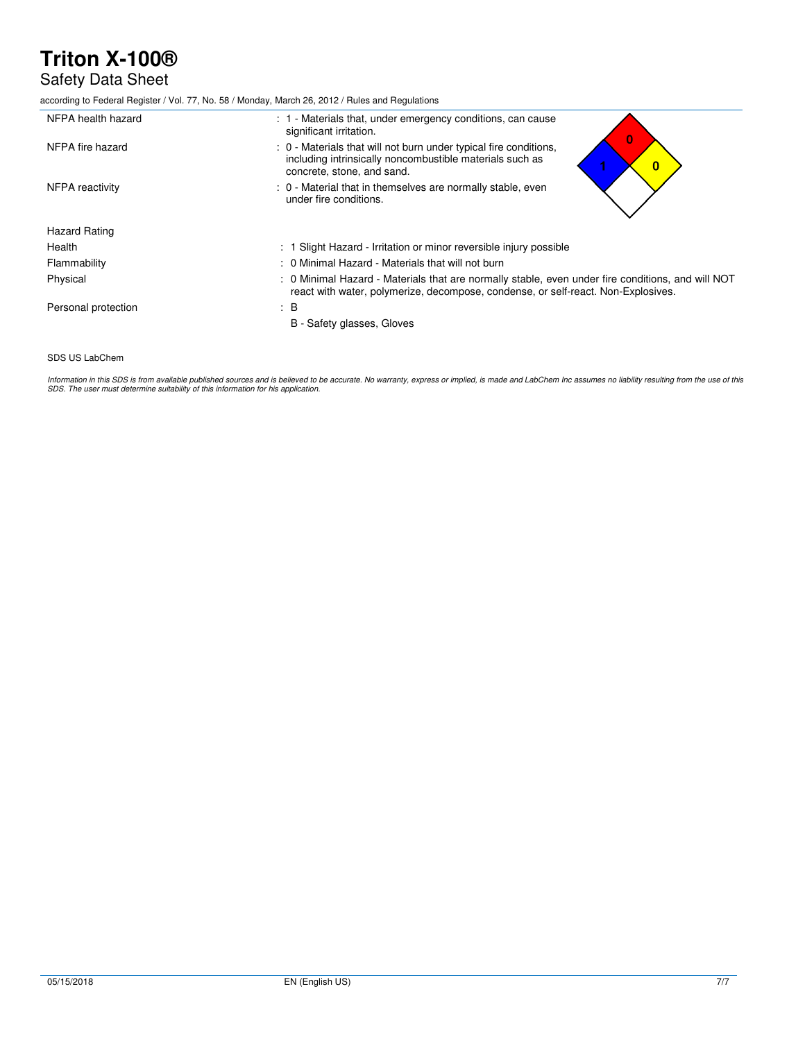| | |
|---|---|
| NFPA health hazard | : 1 - Materials that, under emergency conditions, can cause significant irritation. |
| NFPA fire hazard | : 0 - Materials that will not burn under typical fire conditions, including intrinsically noncombustible materials such as concrete, stone, and sand. |
| NFPA reactivity | : 0 - Material that in themselves are normally stable, even under fire conditions. |

0
1
0

| | |
|---|---|
| Hazard Rating | |
| Health | : 1 Slight Hazard - Irritation or minor reversible injury possible |
| Flammability | : 0 Minimal Hazard - Materials that will not burn |
| Physical | : 0 Minimal Hazard - Materials that are normally stable, even under fire conditions, and will NOT react with water, polymerize, decompose, condense, or self-react. Non-Explosives. |
| Personal protection | : B |
| | B - Safety glasses, Gloves |

SDS US LabChem

*Information in this SDS is from available published sources and is believed to be accurate. No warranty, express or implied, is made and LabChem Inc assumes no liability resulting from the use of this SDS. The user must determine suitability of this information for his application.*